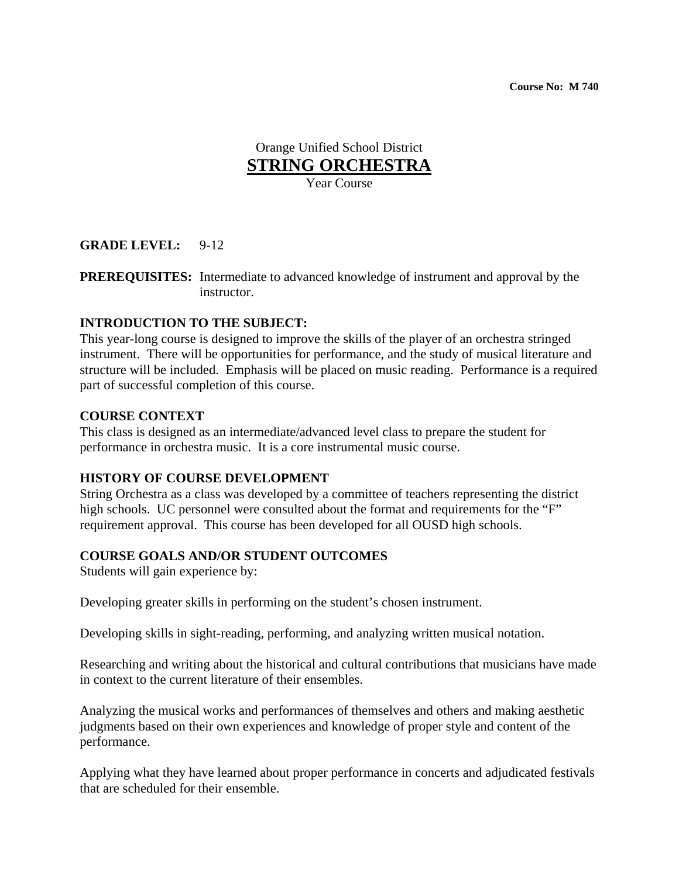**Course No: M 740**

# Orange Unified School District
# STRING ORCHESTRA
Year Course

**GRADE LEVEL:** 9-12

**PREREQUISITES:** Intermediate to advanced knowledge of instrument and approval by the instructor.

**INTRODUCTION TO THE SUBJECT:**
This year-long course is designed to improve the skills of the player of an orchestra stringed instrument. There will be opportunities for performance, and the study of musical literature and structure will be included. Emphasis will be placed on music reading. Performance is a required part of successful completion of this course.

**COURSE CONTEXT**
This class is designed as an intermediate/advanced level class to prepare the student for performance in orchestra music. It is a core instrumental music course.

**HISTORY OF COURSE DEVELOPMENT**
String Orchestra as a class was developed by a committee of teachers representing the district high schools. UC personnel were consulted about the format and requirements for the "F" requirement approval. This course has been developed for all OUSD high schools.

**COURSE GOALS AND/OR STUDENT OUTCOMES**
Students will gain experience by:

Developing greater skills in performing on the student's chosen instrument.

Developing skills in sight-reading, performing, and analyzing written musical notation.

Researching and writing about the historical and cultural contributions that musicians have made in context to the current literature of their ensembles.

Analyzing the musical works and performances of themselves and others and making aesthetic judgments based on their own experiences and knowledge of proper style and content of the performance.

Applying what they have learned about proper performance in concerts and adjudicated festivals that are scheduled for their ensemble.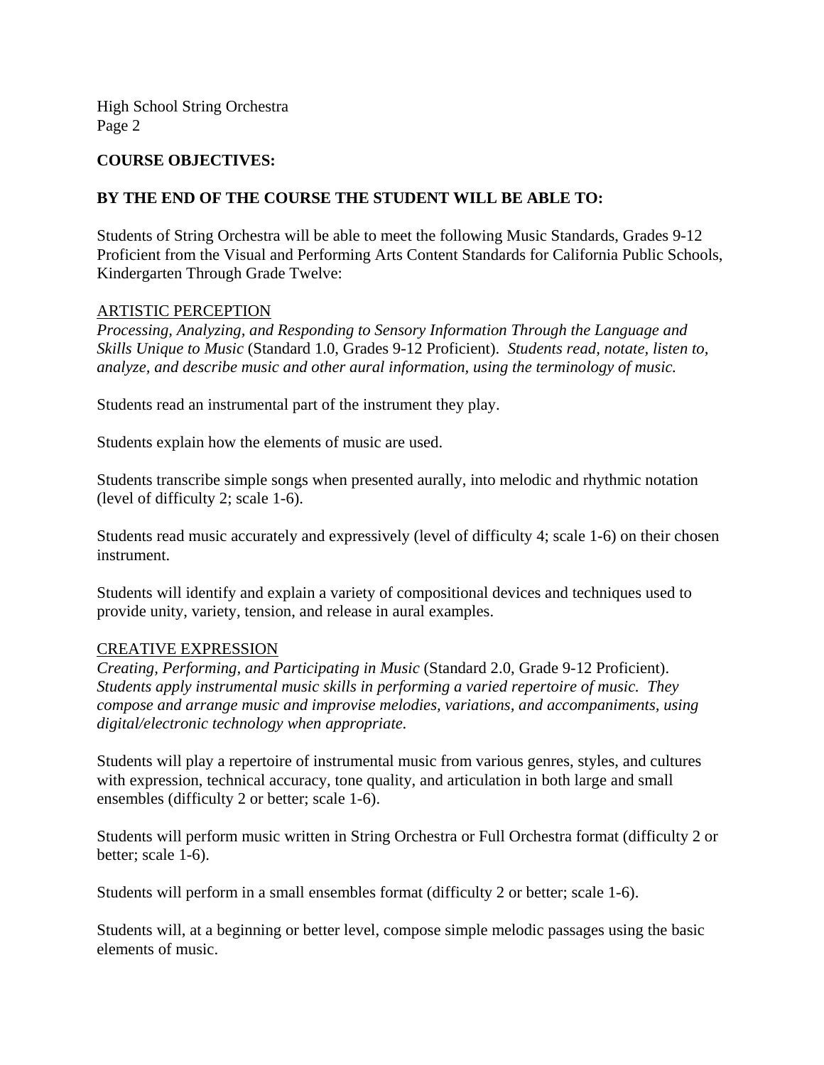**COURSE OBJECTIVES:**

**BY THE END OF THE COURSE THE STUDENT WILL BE ABLE TO:**

Students of String Orchestra will be able to meet the following Music Standards, Grades 9-12 Proficient from the Visual and Performing Arts Content Standards for California Public Schools, Kindergarten Through Grade Twelve:

<u>ARTISTIC PERCEPTION</u>

*Processing, Analyzing, and Responding to Sensory Information Through the Language and Skills Unique to Music* (Standard 1.0, Grades 9-12 Proficient). *Students read, notate, listen to, analyze, and describe music and other aural information, using the terminology of music.*

Students read an instrumental part of the instrument they play.

Students explain how the elements of music are used.

Students transcribe simple songs when presented aurally, into melodic and rhythmic notation (level of difficulty 2; scale 1-6).

Students read music accurately and expressively (level of difficulty 4; scale 1-6) on their chosen instrument.

Students will identify and explain a variety of compositional devices and techniques used to provide unity, variety, tension, and release in aural examples.

<u>CREATIVE EXPRESSION</u>

*Creating, Performing, and Participating in Music* (Standard 2.0, Grade 9-12 Proficient). *Students apply instrumental music skills in performing a varied repertoire of music. They compose and arrange music and improvise melodies, variations, and accompaniments, using digital/electronic technology when appropriate.*

Students will play a repertoire of instrumental music from various genres, styles, and cultures with expression, technical accuracy, tone quality, and articulation in both large and small ensembles (difficulty 2 or better; scale 1-6).

Students will perform music written in String Orchestra or Full Orchestra format (difficulty 2 or better; scale 1-6).

Students will perform in a small ensembles format (difficulty 2 or better; scale 1-6).

Students will, at a beginning or better level, compose simple melodic passages using the basic elements of music.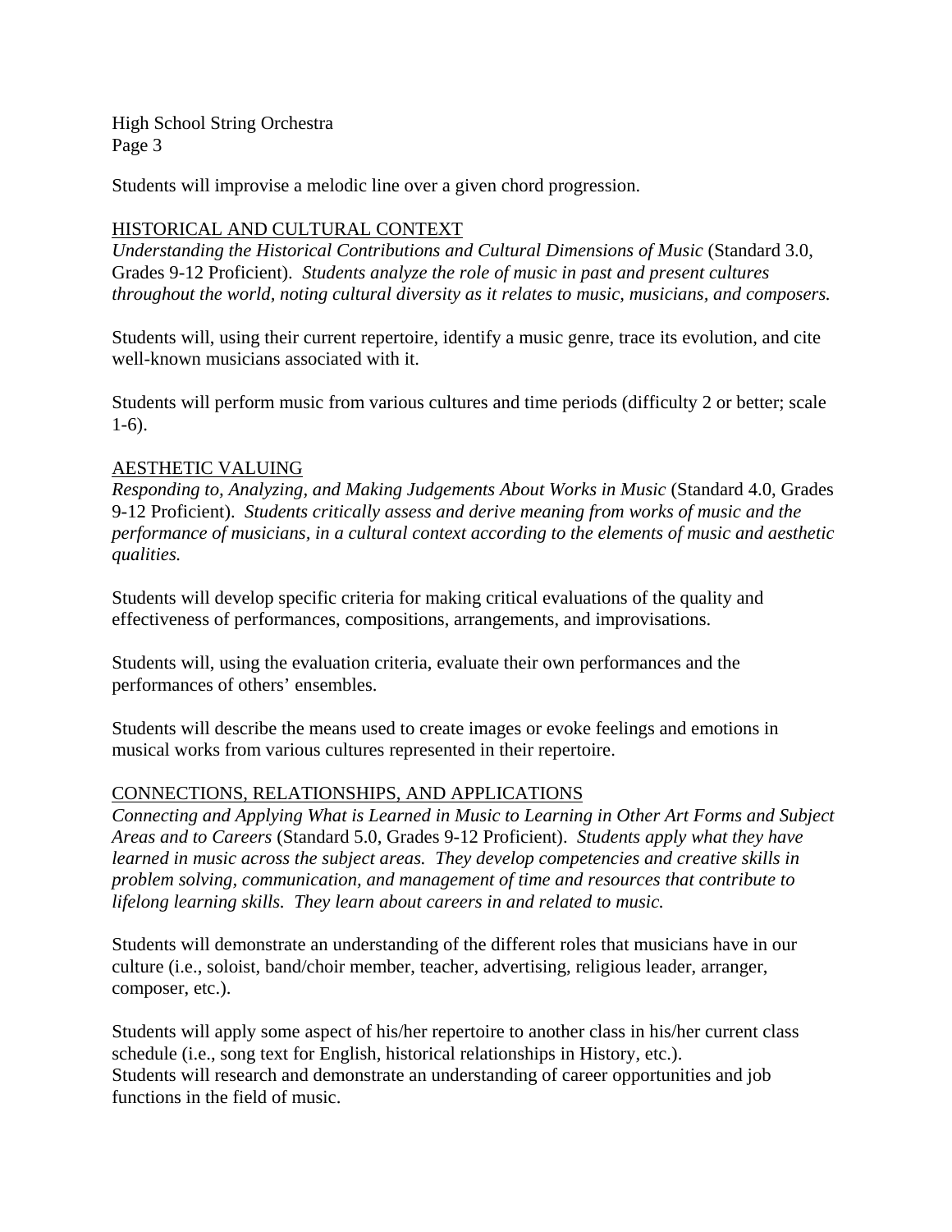Students will improvise a melodic line over a given chord progression.

## HISTORICAL AND CULTURAL CONTEXT

*Understanding the Historical Contributions and Cultural Dimensions of Music* (Standard 3.0, Grades 9-12 Proficient). *Students analyze the role of music in past and present cultures throughout the world, noting cultural diversity as it relates to music, musicians, and composers.*

Students will, using their current repertoire, identify a music genre, trace its evolution, and cite well-known musicians associated with it.

Students will perform music from various cultures and time periods (difficulty 2 or better; scale 1-6).

## AESTHETIC VALUING

*Responding to, Analyzing, and Making Judgements About Works in Music* (Standard 4.0, Grades 9-12 Proficient). *Students critically assess and derive meaning from works of music and the performance of musicians, in a cultural context according to the elements of music and aesthetic qualities.*

Students will develop specific criteria for making critical evaluations of the quality and effectiveness of performances, compositions, arrangements, and improvisations.

Students will, using the evaluation criteria, evaluate their own performances and the performances of others' ensembles.

Students will describe the means used to create images or evoke feelings and emotions in musical works from various cultures represented in their repertoire.

## CONNECTIONS, RELATIONSHIPS, AND APPLICATIONS

*Connecting and Applying What is Learned in Music to Learning in Other Art Forms and Subject Areas and to Careers* (Standard 5.0, Grades 9-12 Proficient). *Students apply what they have learned in music across the subject areas. They develop competencies and creative skills in problem solving, communication, and management of time and resources that contribute to lifelong learning skills. They learn about careers in and related to music.*

Students will demonstrate an understanding of the different roles that musicians have in our culture (i.e., soloist, band/choir member, teacher, advertising, religious leader, arranger, composer, etc.).

Students will apply some aspect of his/her repertoire to another class in his/her current class schedule (i.e., song text for English, historical relationships in History, etc.).
Students will research and demonstrate an understanding of career opportunities and job functions in the field of music.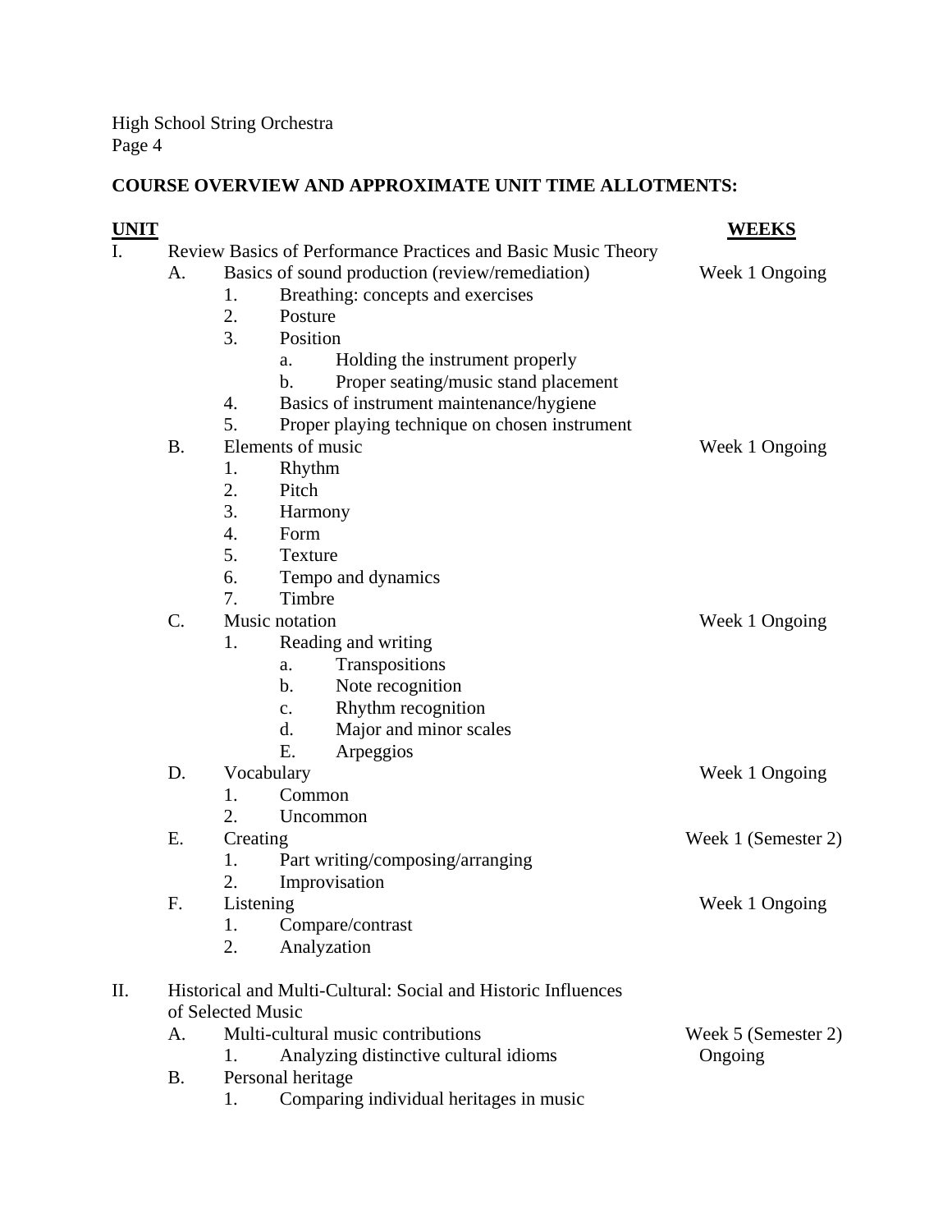## COURSE OVERVIEW AND APPROXIMATE UNIT TIME ALLOTMENTS:

| UNIT | WEEKS |
|---|---|
| I. Review Basics of Performance Practices and Basic Music Theory | |
| A. Basics of sound production (review/remediation) | Week 1 Ongoing |
| 1. Breathing: concepts and exercises | |
| 2. Posture | |
| 3. Position | |
| a. Holding the instrument properly | |
| b. Proper seating/music stand placement | |
| 4. Basics of instrument maintenance/hygiene | |
| 5. Proper playing technique on chosen instrument | |
| B. Elements of music | Week 1 Ongoing |
| 1. Rhythm | |
| 2. Pitch | |
| 3. Harmony | |
| 4. Form | |
| 5. Texture | |
| 6. Tempo and dynamics | |
| 7. Timbre | |
| C. Music notation | Week 1 Ongoing |
| 1. Reading and writing | |
| a. Transpositions | |
| b. Note recognition | |
| c. Rhythm recognition | |
| d. Major and minor scales | |
| E. Arpeggios | |
| D. Vocabulary | Week 1 Ongoing |
| 1. Common | |
| 2. Uncommon | |
| E. Creating | Week 1 (Semester 2) |
| 1. Part writing/composing/arranging | |
| 2. Improvisation | |
| F. Listening | Week 1 Ongoing |
| 1. Compare/contrast | |
| 2. Analyzation | |
| II. Historical and Multi-Cultural: Social and Historic Influences of Selected Music | |
| A. Multi-cultural music contributions | Week 5 (Semester 2) |
| 1. Analyzing distinctive cultural idioms | Ongoing |
| B. Personal heritage | |
| 1. Comparing individual heritages in music | |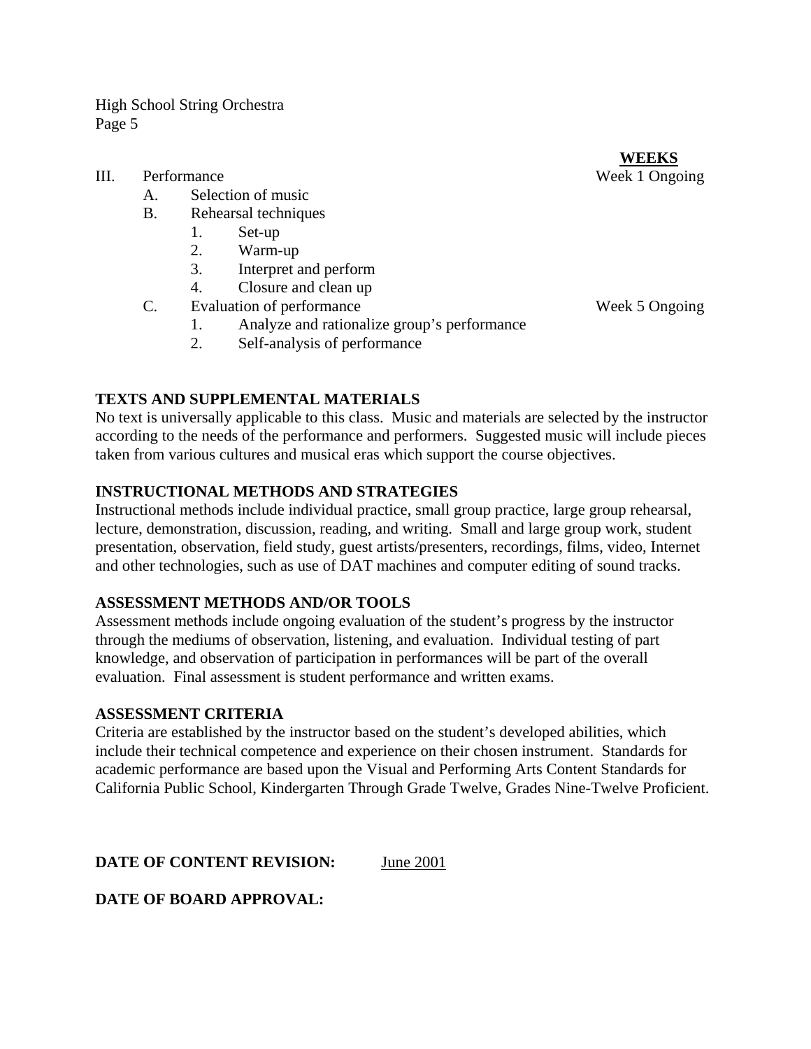**WEEKS**

III. Performance — Week 1 Ongoing

- A. Selection of music
- B. Rehearsal techniques
    1. Set-up
    2. Warm-up
    3. Interpret and perform
    4. Closure and clean up
- C. Evaluation of performance — Week 5 Ongoing
    1. Analyze and rationalize group's performance
    2. Self-analysis of performance

**TEXTS AND SUPPLEMENTAL MATERIALS**

No text is universally applicable to this class. Music and materials are selected by the instructor according to the needs of the performance and performers. Suggested music will include pieces taken from various cultures and musical eras which support the course objectives.

**INSTRUCTIONAL METHODS AND STRATEGIES**

Instructional methods include individual practice, small group practice, large group rehearsal, lecture, demonstration, discussion, reading, and writing. Small and large group work, student presentation, observation, field study, guest artists/presenters, recordings, films, video, Internet and other technologies, such as use of DAT machines and computer editing of sound tracks.

**ASSESSMENT METHODS AND/OR TOOLS**

Assessment methods include ongoing evaluation of the student's progress by the instructor through the mediums of observation, listening, and evaluation. Individual testing of part knowledge, and observation of participation in performances will be part of the overall evaluation. Final assessment is student performance and written exams.

**ASSESSMENT CRITERIA**

Criteria are established by the instructor based on the student's developed abilities, which include their technical competence and experience on their chosen instrument. Standards for academic performance are based upon the Visual and Performing Arts Content Standards for California Public School, Kindergarten Through Grade Twelve, Grades Nine-Twelve Proficient.

**DATE OF CONTENT REVISION:** June 2001

**DATE OF BOARD APPROVAL:**